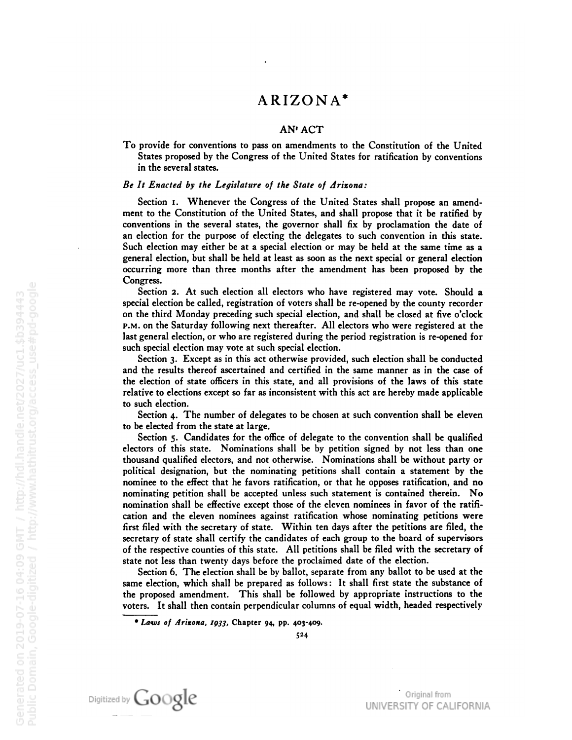# ARIZONA*

## AN ACT

To provide for conventions to pass on amendments to the Constitution of the United States proposed by the Congress of the United States for ratification by conventions in the several states.

*Be It Enacted by the Legislature of the State of Arizona:*

Section 1. Whenever the Congress of the United States shall propose an amendment to the Constitution of the United States, and shall propose that it be ratified by conventions in the several states, the governor shall fix by proclamation the date of an election for the purpose of electing the delegates to such convention in this state. Such election may either be at a special election or may be held at the same time as a general election, but shall be held at least as soon as the next special or general election occurring more than three months after the amendment has been proposed by the Congress.

Section 2. At such election all electors who have registered may vote. Should a special election be called, registration of voters shall be re-opened by the county recorder on the third Monday preceding such special election, and shall be closed at five o'clock P.M. on the Saturday following next thereafter. All electors who were registered at the last general election, or who are registered during the period registration is re-opened for such special election may vote at such special election.

Section 3. Except as in this act otherwise provided, such election shall be conducted and the results thereof ascertained and certified in the same manner as in the case of the election of state officers in this state, and all provisions of the laws of this state relative to elections except so far as inconsistent with this act are hereby made applicable to such election.

Section 4. The number of delegates to be chosen at such convention shall be eleven to be elected from the state at large.

Section 5. Candidates for the office of delegate to the convention shall be qualified electors of this state. Nominations shall be by petition signed by not less than one thousand qualified electors, and not otherwise. Nominations shall be without party or political designation, but the nominating petitions shall contain a statement by the nominee to the effect that he favors ratification, or that he opposes ratification, and no nominating petition shall be accepted unless such statement is contained therein. No nomination shall be effective except those of the eleven nominees in favor of the ratification and the eleven nominees against ratification whose nominating petitions were first filed with the secretary of state. Within ten days after the petitions are filed, the secretary of state shall certify the candidates of each group to the board of supervisors of the respective counties of this state. All petitions shall be filed with the secretary of state not less than twenty days before the proclaimed date of the election.

Section 6. The election shall be by ballot, separate from any ballot to be used at the same election, which shall be prepared as follows: It shall first state the substance of the proposed amendment. This shall be followed by appropriate instructions to the voters. It shall then contain perpendicular columns of equal width, headed respectively

* *Laws of Arizona, 1933*, Chapter 94, pp. 403-409.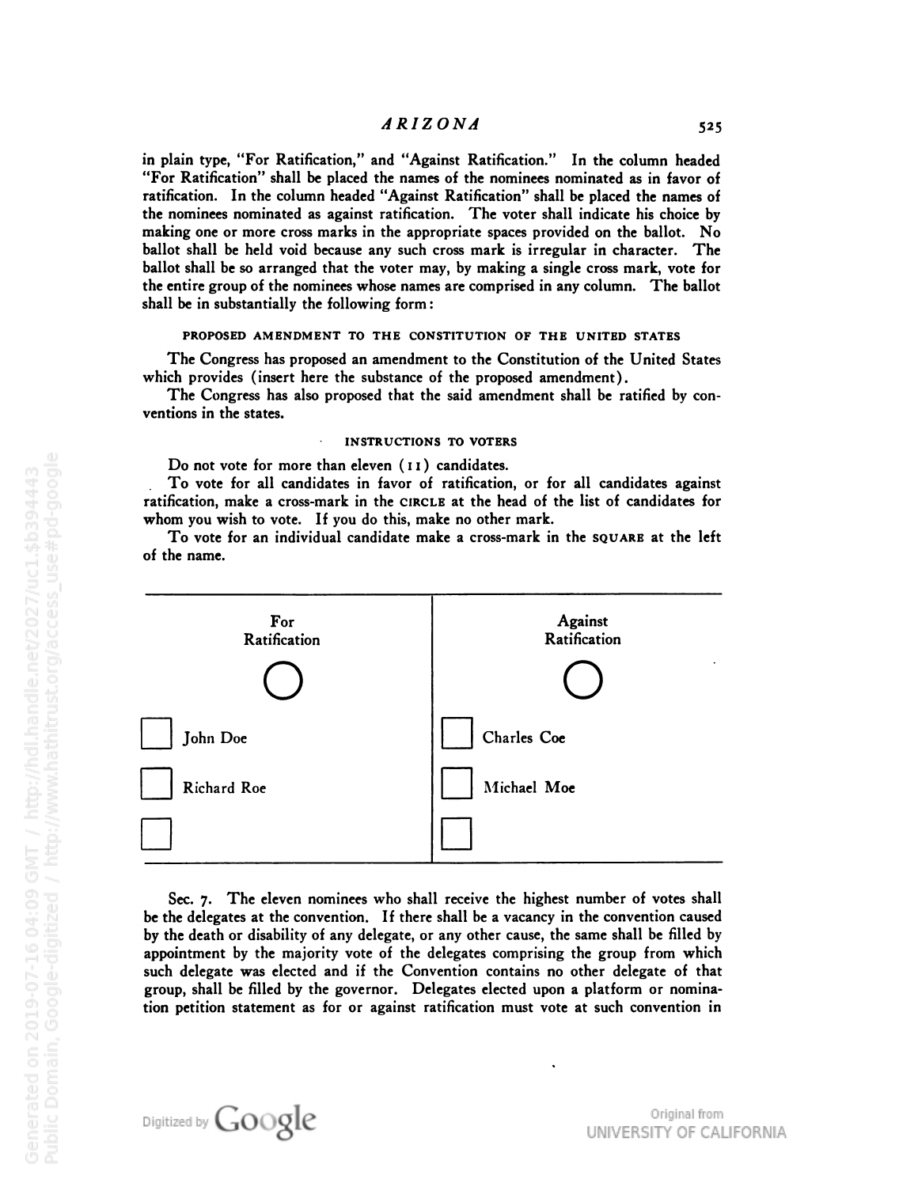in plain type, "For Ratification," and "Against Ratification." In the column headed "For Ratification" shall be placed the names of the nominees nominated as in favor of ratification. In the column headed "Against Ratification" shall be placed the names of the nominees nominated as against ratification. The voter shall indicate his choice by making one or more cross marks in the appropriate spaces provided on the ballot. No ballot shall be held void because any such cross mark is irregular in character. The ballot shall be so arranged that the voter may, by making a single cross mark, vote for the entire group of the nominees whose names are comprised in any column. The ballot shall be in substantially the following form:

PROPOSED AMENDMENT TO THE CONSTITUTION OF THE UNITED STATES

The Congress has proposed an amendment to the Constitution of the United States which provides (insert here the substance of the proposed amendment).

The Congress has also proposed that the said amendment shall be ratified by conventions in the states.

INSTRUCTIONS TO VOTERS

Do not vote for more than eleven (11) candidates.

To vote for all candidates in favor of ratification, or for all candidates against ratification, make a cross-mark in the CIRCLE at the head of the list of candidates for whom you wish to vote. If you do this, make no other mark.

To vote for an individual candidate make a cross-mark in the SQUARE at the left of the name.

| For Ratification | Against Ratification |
|---|---|
| ◯ | ◯ |
| ☐ John Doe | ☐ Charles Coe |
| ☐ Richard Roe | ☐ Michael Moe |
| ☐ | ☐ |

Sec. 7. The eleven nominees who shall receive the highest number of votes shall be the delegates at the convention. If there shall be a vacancy in the convention caused by the death or disability of any delegate, or any other cause, the same shall be filled by appointment by the majority vote of the delegates comprising the group from which such delegate was elected and if the Convention contains no other delegate of that group, shall be filled by the governor. Delegates elected upon a platform or nomination petition statement as for or against ratification must vote at such convention in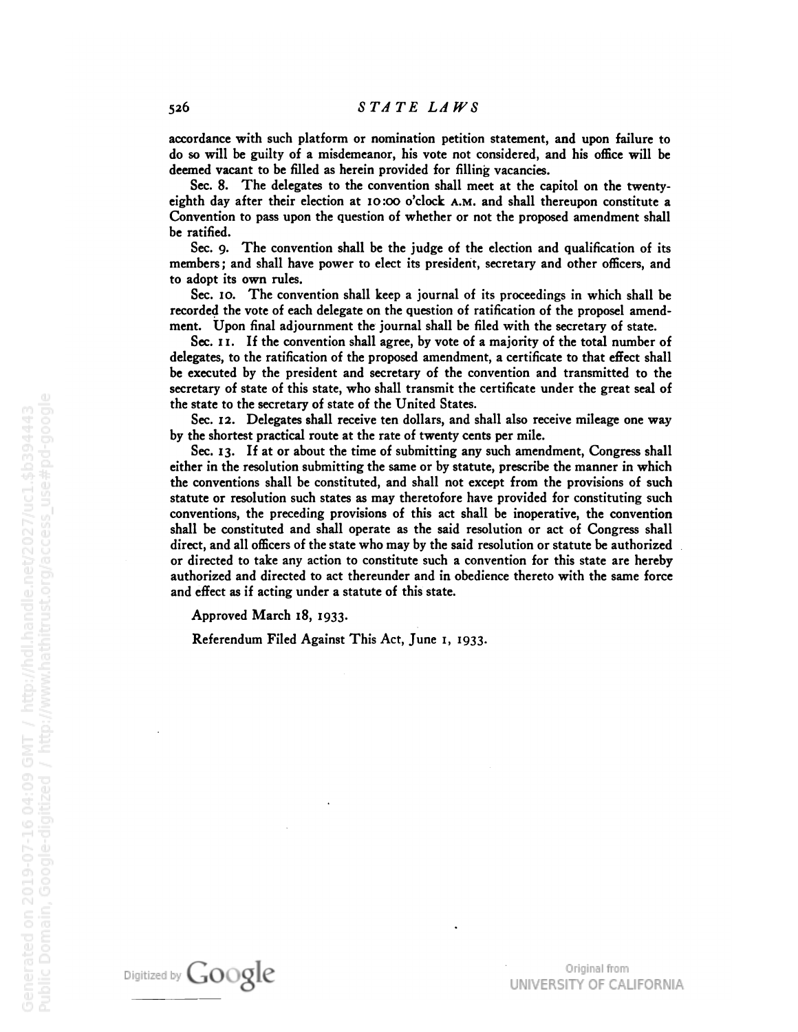accordance with such platform or nomination petition statement, and upon failure to do so will be guilty of a misdemeanor, his vote not considered, and his office will be deemed vacant to be filled as herein provided for filling vacancies.

Sec. 8. The delegates to the convention shall meet at the capitol on the twenty-eighth day after their election at 10:00 o'clock A.M. and shall thereupon constitute a Convention to pass upon the question of whether or not the proposed amendment shall be ratified.

Sec. 9. The convention shall be the judge of the election and qualification of its members; and shall have power to elect its president, secretary and other officers, and to adopt its own rules.

Sec. 10. The convention shall keep a journal of its proceedings in which shall be recorded the vote of each delegate on the question of ratification of the proposel amendment. Upon final adjournment the journal shall be filed with the secretary of state.

Sec. 11. If the convention shall agree, by vote of a majority of the total number of delegates, to the ratification of the proposed amendment, a certificate to that effect shall be executed by the president and secretary of the convention and transmitted to the secretary of state of this state, who shall transmit the certificate under the great seal of the state to the secretary of state of the United States.

Sec. 12. Delegates shall receive ten dollars, and shall also receive mileage one way by the shortest practical route at the rate of twenty cents per mile.

Sec. 13. If at or about the time of submitting any such amendment, Congress shall either in the resolution submitting the same or by statute, prescribe the manner in which the conventions shall be constituted, and shall not except from the provisions of such statute or resolution such states as may theretofore have provided for constituting such conventions, the preceding provisions of this act shall be inoperative, the convention shall be constituted and shall operate as the said resolution or act of Congress shall direct, and all officers of the state who may by the said resolution or statute be authorized or directed to take any action to constitute such a convention for this state are hereby authorized and directed to act thereunder and in obedience thereto with the same force and effect as if acting under a statute of this state.

Approved March 18, 1933.

Referendum Filed Against This Act, June 1, 1933.